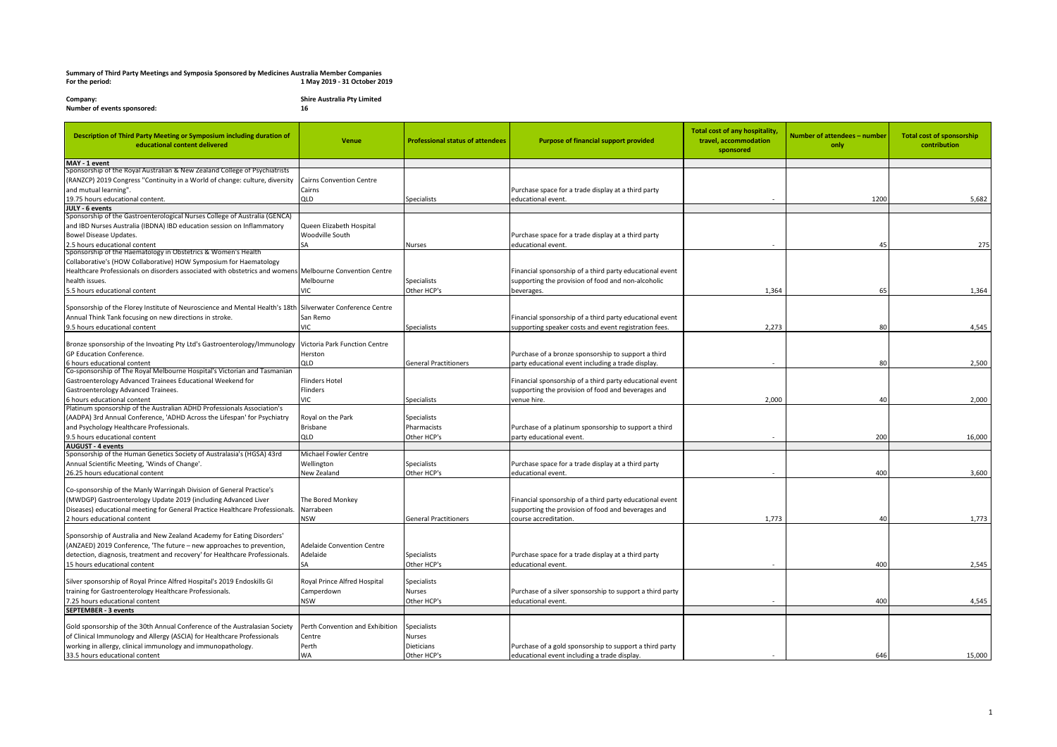**Summary of Third Party Meetings and Symposia Sponsored by Medicines Australia Member Companies**
**For the period: 1 May 2019 - 31 October 2019**

**Company:** Shire Australia Pty Limited
**Number of events sponsored:** 16

| Description of Third Party Meeting or Symposium including duration of educational content delivered | Venue | Professional status of attendees | Purpose of financial support provided | Total cost of any hospitality, travel, accommodation sponsored | Number of attendees – number only | Total cost of sponsorship contribution |
|---|---|---|---|---|---|---|
| **MAY - 1 event** | | | | | | |
| Sponsorship of the Royal Australian & New Zealand College of Psychiatrists (RANZCP) 2019 Congress "Continuity in a World of change: culture, diversity and mutual learning". 19.75 hours educational content. | Cairns Convention Centre Cairns QLD | Specialists | Purchase space for a trade display at a third party educational event. | - | 1200 | 5,682 |
| **JULY - 6 events** | | | | | | |
| Sponsorship of the Gastroenterological Nurses College of Australia (GENCA) and IBD Nurses Australia (IBDNA) IBD education session on Inflammatory Bowel Disease Updates. 2.5 hours educational content | Queen Elizabeth Hospital Woodville South SA | Nurses | Purchase space for a trade display at a third party educational event. | - | 45 | 275 |
| Sponsorship of the Haematology in Obstetrics & Women's Health Collaborative's (HOW Collaborative) HOW Symposium for Haematology Healthcare Professionals on disorders associated with obstetrics and womens health issues. 5.5 hours educational content | Melbourne Convention Centre Melbourne VIC | Specialists Other HCP's | Financial sponsorship of a third party educational event supporting the provision of food and non-alcoholic beverages. | 1,364 | 65 | 1,364 |
| Sponsorship of the Florey Institute of Neuroscience and Mental Health's 18th Annual Think Tank focusing on new directions in stroke. 9.5 hours educational content | Silverwater Conference Centre San Remo VIC | Specialists | Financial sponsorship of a third party educational event supporting speaker costs and event registration fees. | 2,273 | 80 | 4,545 |
| Bronze sponsorship of the Invoating Pty Ltd's Gastroenterology/Immunology GP Education Conference. 6 hours educational content | Victoria Park Function Centre Herston QLD | General Practitioners | Purchase of a bronze sponsorship to support a third party educational event including a trade display. | - | 80 | 2,500 |
| Co-sponsorship of The Royal Melbourne Hospital's Victorian and Tasmanian Gastroenterology Advanced Trainees Educational Weekend for Gastroenterology Advanced Trainees. 6 hours educational content | Flinders Hotel Flinders VIC | Specialists | Financial sponsorship of a third party educational event supporting the provision of food and beverages and venue hire. | 2,000 | 40 | 2,000 |
| Platinum sponsorship of the Australian ADHD Professionals Association's (AADPA) 3rd Annual Conference, 'ADHD Across the Lifespan' for Psychiatry and Psychology Healthcare Professionals. 9.5 hours educational content | Royal on the Park Brisbane QLD | Specialists Pharmacists Other HCP's | Purchase of a platinum sponsorship to support a third party educational event. | - | 200 | 16,000 |
| **AUGUST - 4 events** | | | | | | |
| Sponsorship of the Human Genetics Society of Australasia's (HGSA) 43rd Annual Scientific Meeting, 'Winds of Change'. 26.25 hours educational content | Michael Fowler Centre Wellington New Zealand | Specialists Other HCP's | Purchase space for a trade display at a third party educational event. | - | 400 | 3,600 |
| Co-sponsorship of the Manly Warringah Division of General Practice's (MWDGP) Gastroenterology Update 2019 (including Advanced Liver Diseases) educational meeting for General Practice Healthcare Professionals. 2 hours educational content | The Bored Monkey Narrabeen NSW | General Practitioners | Financial sponsorship of a third party educational event supporting the provision of food and beverages and course accreditation. | 1,773 | 40 | 1,773 |
| Sponsorship of Australia and New Zealand Academy for Eating Disorders' (ANZAED) 2019 Conference, 'The future – new approaches to prevention, detection, diagnosis, treatment and recovery' for Healthcare Professionals. 15 hours educational content | Adelaide Convention Centre Adelaide SA | Specialists Other HCP's | Purchase space for a trade display at a third party educational event. | - | 400 | 2,545 |
| Silver sponsorship of Royal Prince Alfred Hospital's 2019 Endoskills GI training for Gastroenterology Healthcare Professionals. 7.25 hours educational content | Royal Prince Alfred Hospital Camperdown NSW | Specialists Nurses Other HCP's | Purchase of a silver sponsorship to support a third party educational event. | - | 400 | 4,545 |
| **SEPTEMBER - 3 events** | | | | | | |
| Gold sponsorship of the 30th Annual Conference of the Australasian Society of Clinical Immunology and Allergy (ASCIA) for Healthcare Professionals working in allergy, clinical immunology and immunopathology. 33.5 hours educational content | Perth Convention and Exhibition Centre Perth WA | Specialists Nurses Dieticians Other HCP's | Purchase of a gold sponsorship to support a third party educational event including a trade display. | - | 646 | 15,000 |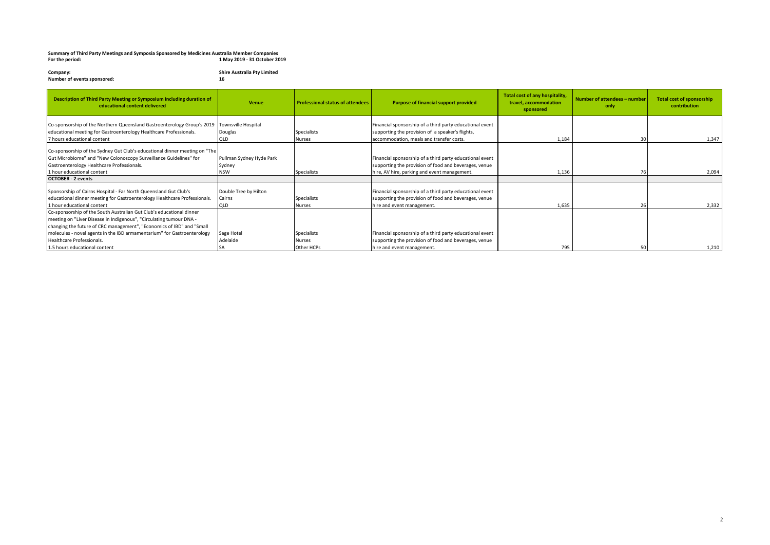**Summary of Third Party Meetings and Symposia Sponsored by Medicines Australia Member Companies**
**For the period:** **1 May 2019 - 31 October 2019**

**Company:** **Shire Australia Pty Limited**
**Number of events sponsored:** **16**

| Description of Third Party Meeting or Symposium including duration of educational content delivered | Venue | Professional status of attendees | Purpose of financial support provided | Total cost of any hospitality, travel, accommodation sponsored | Number of attendees – number only | Total cost of sponsorship contribution |
|---|---|---|---|---|---|---|
| Co-sponsorship of the Northern Queensland Gastroenterology Group's 2019 educational meeting for Gastroenterology Healthcare Professionals. 7 hours educational content | Townsville Hospital Douglas QLD | Specialists Nurses | Financial sponsorship of a third party educational event supporting the provision of a speaker's flights, accommodation, meals and transfer costs. | 1,184 | 30 | 1,347 |
| Co-sponsorship of the Sydney Gut Club's educational dinner meeting on "The Gut Microbiome" and "New Colonoscopy Surveillance Guidelines" for Gastroenterology Healthcare Professionals. 1 hour educational content | Pullman Sydney Hyde Park Sydney NSW | Specialists | Financial sponsorship of a third party educational event supporting the provision of food and beverages, venue hire, AV hire, parking and event management. | 1,136 | 76 | 2,094 |
| **OCTOBER - 2 events** | | | | | | |
| Sponsorship of Cairns Hospital - Far North Queensland Gut Club's educational dinner meeting for Gastroenterology Healthcare Professionals. 1 hour educational content | Double Tree by Hilton Cairns QLD | Specialists Nurses | Financial sponsorship of a third party educational event supporting the provision of food and beverages, venue hire and event management. | 1,635 | 26 | 2,332 |
| Co-sponsorship of the South Australian Gut Club's educational dinner meeting on "Liver Disease in Indigenous", "Circulating tumour DNA - changing the future of CRC management", "Economics of IBD" and "Small molecules - novel agents in the IBD armamentarium" for Gastroenterology Healthcare Professionals. 1.5 hours educational content | Sage Hotel Adelaide SA | Specialists Nurses Other HCPs | Financial sponsorship of a third party educational event supporting the provision of food and beverages, venue hire and event management. | 795 | 50 | 1,210 |